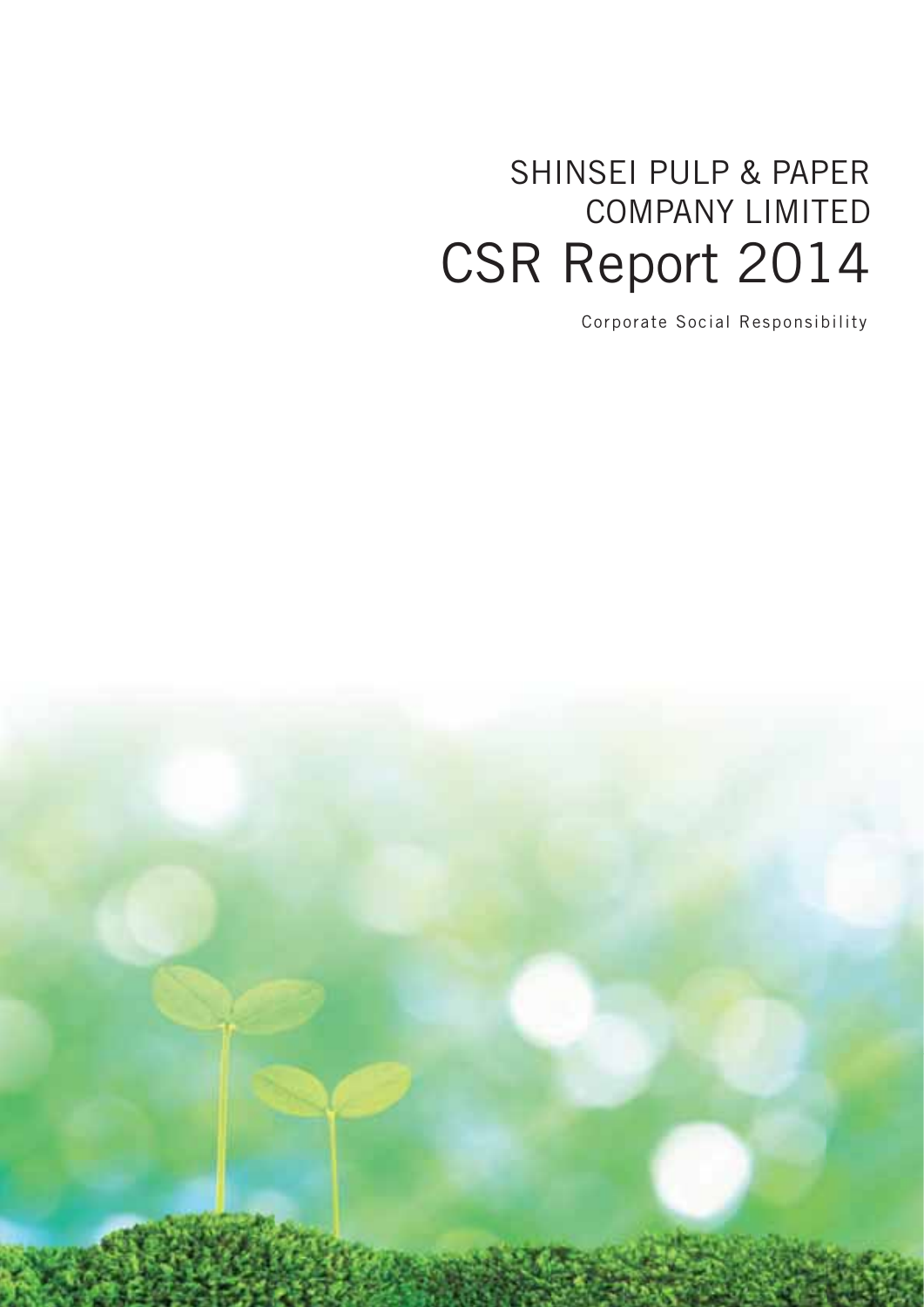# SHINSEI PULP & PAPER COMPANY LIMITED

# CSR Report 2014

Corporate Social Responsibility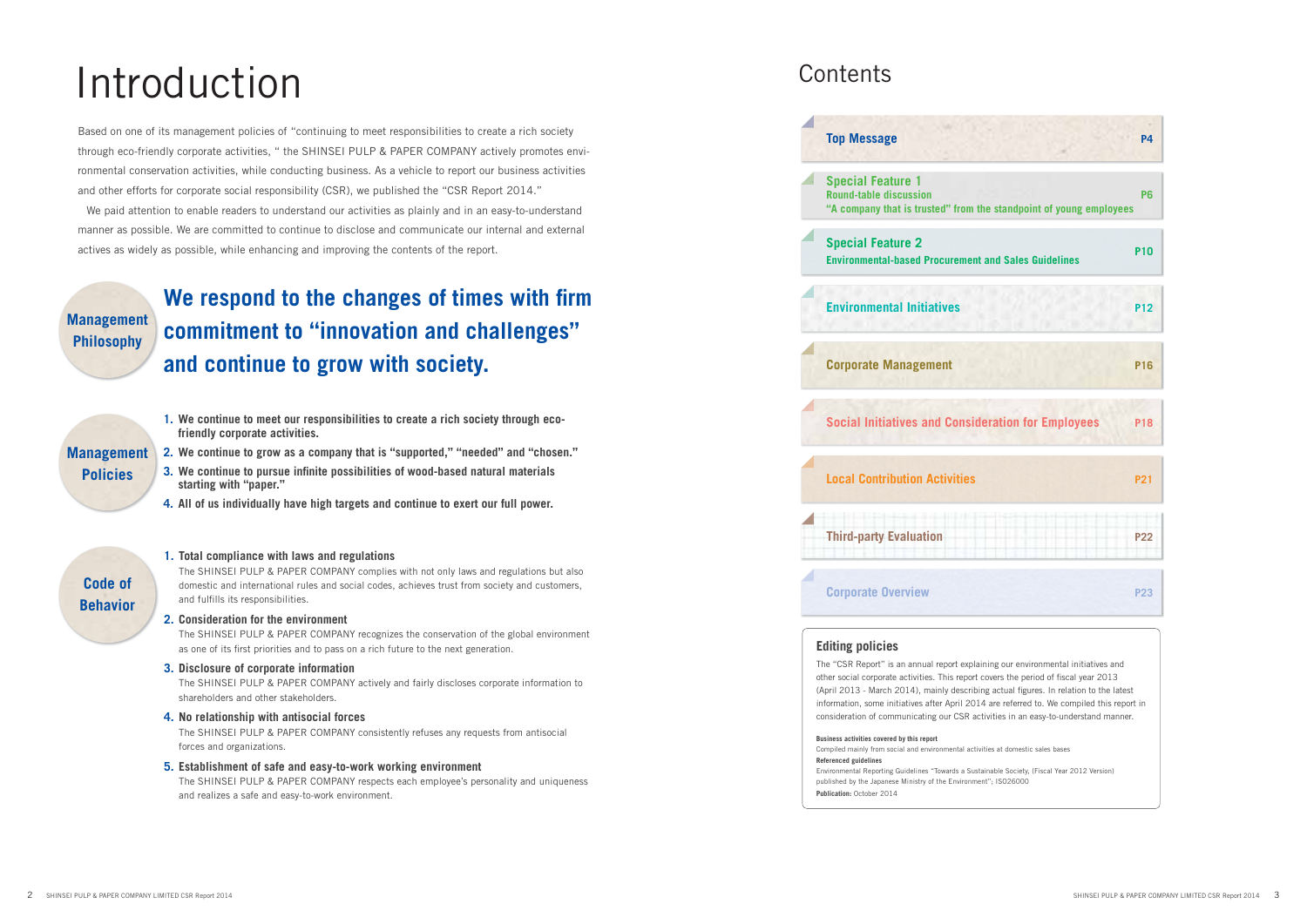# Introduction

Based on one of its management policies of "continuing to meet responsibilities to create a rich society through eco-friendly corporate activities, " the SHINSEI PULP & PAPER COMPANY actively promotes environmental conservation activities, while conducting business. As a vehicle to report our business activities and other efforts for corporate social responsibility (CSR), we published the "CSR Report 2014."

We paid attention to enable readers to understand our activities as plainly and in an easy-to-understand manner as possible. We are committed to continue to disclose and communicate our internal and external actives as widely as possible, while enhancing and improving the contents of the report.

## Management Philosophy

**We respond to the changes of times with firm commitment to "innovation and challenges" and continue to grow with society.**

## Management Policies

1. **We continue to meet our responsibilities to create a rich society through eco-friendly corporate activities.**
2. **We continue to grow as a company that is "supported," "needed" and "chosen."**
3. **We continue to pursue infinite possibilities of wood-based natural materials starting with "paper."**
4. **All of us individually have high targets and continue to exert our full power.**

## Code of Behavior

1. **Total compliance with laws and regulations**
   The SHINSEI PULP & PAPER COMPANY complies with not only laws and regulations but also domestic and international rules and social codes, achieves trust from society and customers, and fulfills its responsibilities.
2. **Consideration for the environment**
   The SHINSEI PULP & PAPER COMPANY recognizes the conservation of the global environment as one of its first priorities and to pass on a rich future to the next generation.
3. **Disclosure of corporate information**
   The SHINSEI PULP & PAPER COMPANY actively and fairly discloses corporate information to shareholders and other stakeholders.
4. **No relationship with antisocial forces**
   The SHINSEI PULP & PAPER COMPANY consistently refuses any requests from antisocial forces and organizations.
5. **Establishment of safe and easy-to-work working environment**
   The SHINSEI PULP & PAPER COMPANY respects each employee's personality and uniqueness and realizes a safe and easy-to-work environment.

# Contents

| Section | Page |
|---|---|
| Top Message | P4 |
| Special Feature 1<br>Round-table discussion<br>"A company that is trusted" from the standpoint of young employees | P6 |
| Special Feature 2<br>Environmental-based Procurement and Sales Guidelines | P10 |
| Environmental Initiatives | P12 |
| Corporate Management | P16 |
| Social Initiatives and Consideration for Employees | P18 |
| Local Contribution Activities | P21 |
| Third-party Evaluation | P22 |
| Corporate Overview | P23 |

## Editing policies

The "CSR Report" is an annual report explaining our environmental initiatives and other social corporate activities. This report covers the period of fiscal year 2013 (April 2013 - March 2014), mainly describing actual figures. In relation to the latest information, some initiatives after April 2014 are referred to. We compiled this report in consideration of communicating our CSR activities in an easy-to-understand manner.

**Business activities covered by this report**
Compiled mainly from social and environmental activities at domestic sales bases

**Referenced guidelines**
Environmental Reporting Guidelines "Towards a Sustainable Society, (Fiscal Year 2012 Version) published by the Japanese Ministry of the Environment"; ISO26000

**Publication:** October 2014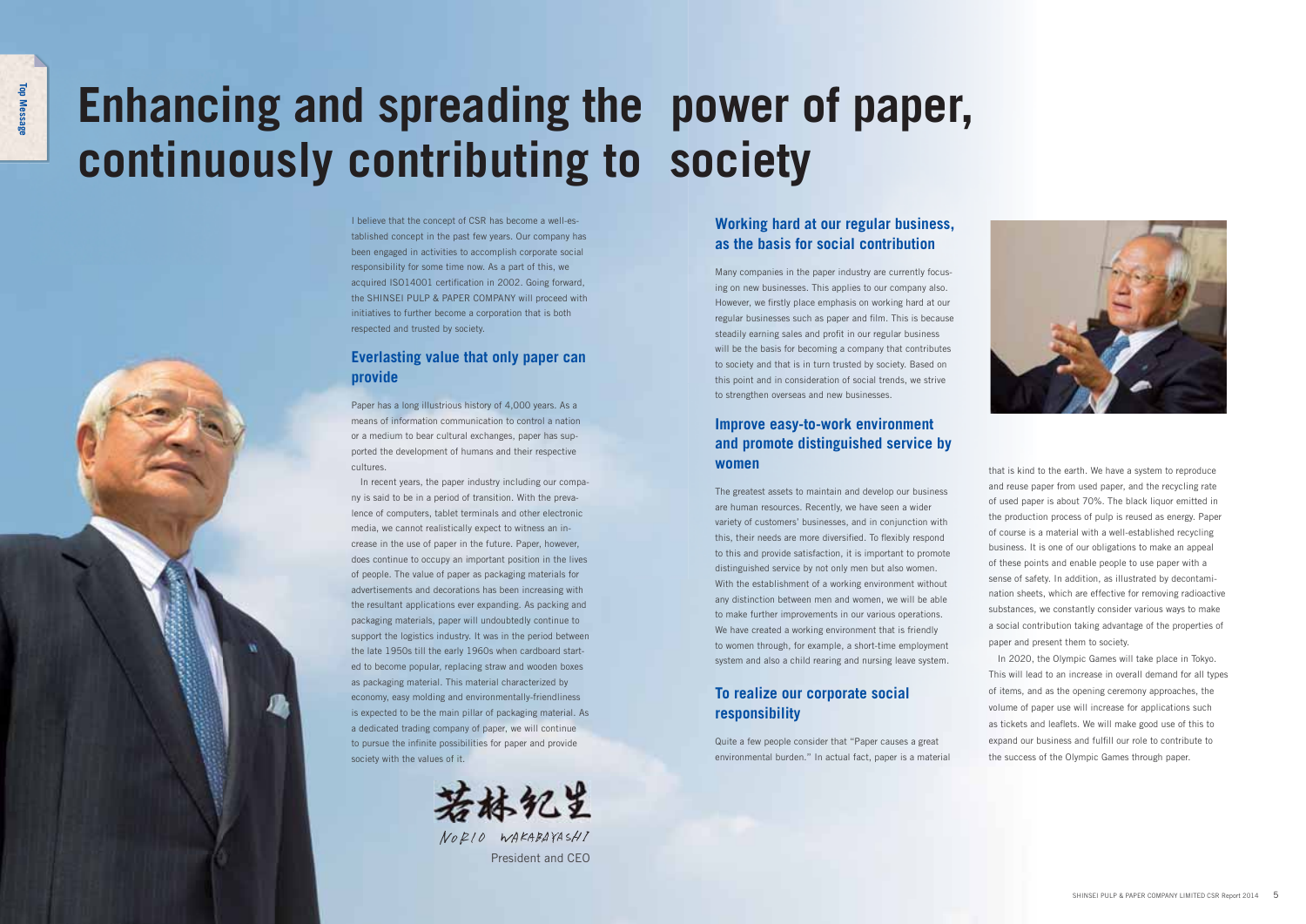# Enhancing and spreading the power of paper, continuously contributing to society

I believe that the concept of CSR has become a well-established concept in the past few years. Our company has been engaged in activities to accomplish corporate social responsibility for some time now. As a part of this, we acquired ISO14001 certification in 2002. Going forward, the SHINSEI PULP & PAPER COMPANY will proceed with initiatives to further become a corporation that is both respected and trusted by society.

## Everlasting value that only paper can provide

Paper has a long illustrious history of 4,000 years. As a means of information communication to control a nation or a medium to bear cultural exchanges, paper has supported the development of humans and their respective cultures.

In recent years, the paper industry including our company is said to be in a period of transition. With the prevalence of computers, tablet terminals and other electronic media, we cannot realistically expect to witness an increase in the use of paper in the future. Paper, however, does continue to occupy an important position in the lives of people. The value of paper as packaging materials for advertisements and decorations has been increasing with the resultant applications ever expanding. As packing and packaging materials, paper will undoubtedly continue to support the logistics industry. It was in the period between the late 1950s till the early 1960s when cardboard started to become popular, replacing straw and wooden boxes as packaging material. This material characterized by economy, easy molding and environmentally-friendliness is expected to be the main pillar of packaging material. As a dedicated trading company of paper, we will continue to pursue the infinite possibilities for paper and provide society with the values of it.

## Working hard at our regular business, as the basis for social contribution

Many companies in the paper industry are currently focusing on new businesses. This applies to our company also. However, we firstly place emphasis on working hard at our regular businesses such as paper and film. This is because steadily earning sales and profit in our regular business will be the basis for becoming a company that contributes to society and that is in turn trusted by society. Based on this point and in consideration of social trends, we strive to strengthen overseas and new businesses.

## Improve easy-to-work environment and promote distinguished service by women

The greatest assets to maintain and develop our business are human resources. Recently, we have seen a wider variety of customers' businesses, and in conjunction with this, their needs are more diversified. To flexibly respond to this and provide satisfaction, it is important to promote distinguished service by not only men but also women. With the establishment of a working environment without any distinction between men and women, we will be able to make further improvements in our various operations. We have created a working environment that is friendly to women through, for example, a short-time employment system and also a child rearing and nursing leave system.

## To realize our corporate social responsibility

Quite a few people consider that "Paper causes a great environmental burden." In actual fact, paper is a material that is kind to the earth. We have a system to reproduce and reuse paper from used paper, and the recycling rate of used paper is about 70%. The black liquor emitted in the production process of pulp is reused as energy. Paper of course is a material with a well-established recycling business. It is one of our obligations to make an appeal of these points and enable people to use paper with a sense of safety. In addition, as illustrated by decontamination sheets, which are effective for removing radioactive substances, we constantly consider various ways to make a social contribution taking advantage of the properties of paper and present them to society.

In 2020, the Olympic Games will take place in Tokyo. This will lead to an increase in overall demand for all types of items, and as the opening ceremony approaches, the volume of paper use will increase for applications such as tickets and leaflets. We will make good use of this to expand our business and fulfill our role to contribute to the success of the Olympic Games through paper.

若林紀生
NORIO WAKABAYASHI
President and CEO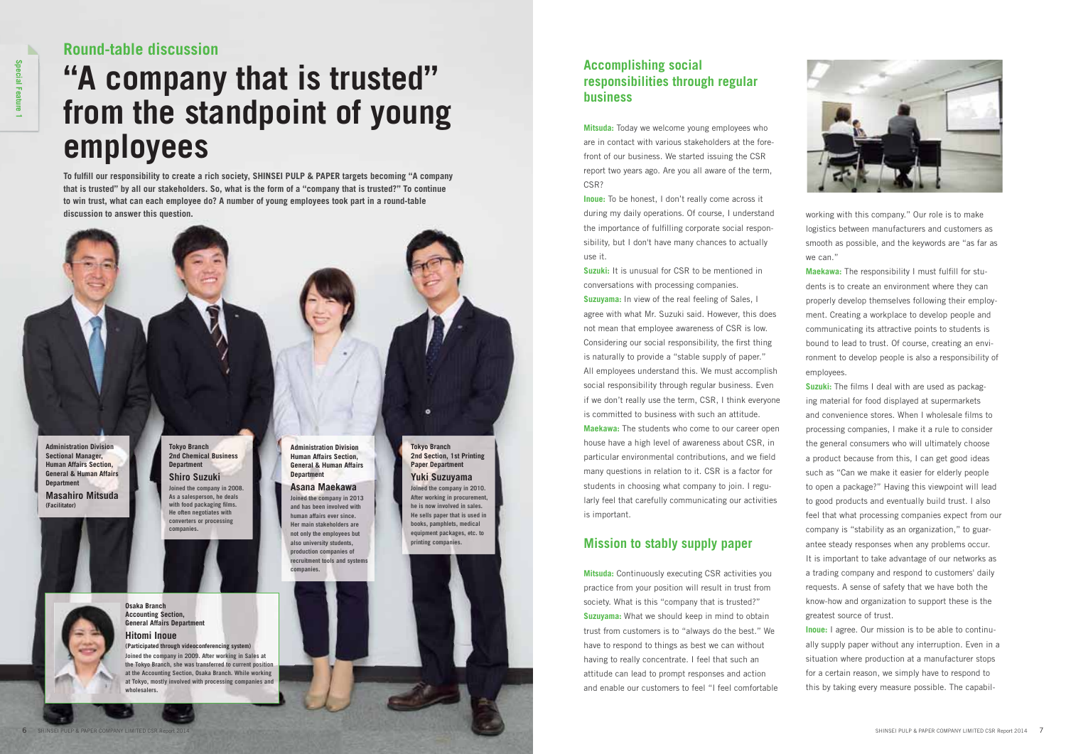## Round-table discussion

# "A company that is trusted" from the standpoint of young employees

**To fulfill our responsibility to create a rich society, SHINSEI PULP & PAPER targets becoming "A company that is trusted" by all our stakeholders. So, what is the form of a "company that is trusted?" To continue to win trust, what can each employee do? A number of young employees took part in a round-table discussion to answer this question.**

**Administration Division Sectional Manager, Human Affairs Section, General & Human Affairs Department**
**Masahiro Mitsuda**
**(Facilitator)**

**Tokyo Branch 2nd Chemical Business Department**
**Shiro Suzuki**
Joined the company in 2008. As a salesperson, he deals with food packaging films. He often negotiates with converters or processing companies.

**Administration Division Human Affairs Section, General & Human Affairs Department**
**Asana Maekawa**
Joined the company in 2013 and has been involved with human affairs ever since. Her main stakeholders are not only the employees but also university students, production companies of recruitment tools and systems companies.

**Tokyo Branch 2nd Section, 1st Printing Paper Department**
**Yuki Suzuyama**
Joined the company in 2010. After working in procurement, he is now involved in sales. He sells paper that is used in books, pamphlets, medical equipment packages, etc. to printing companies.

**Osaka Branch Accounting Section, General Affairs Department**
**Hitomi Inoue**
**(Participated through videoconferencing system)**
Joined the company in 2009. After working in Sales at the Tokyo Branch, she was transferred to current position at the Accounting Section, Osaka Branch. While working at Tokyo, mostly involved with processing companies and wholesalers.

## Accomplishing social responsibilities through regular business

**Mitsuda:** Today we welcome young employees who are in contact with various stakeholders at the forefront of our business. We started issuing the CSR report two years ago. Are you all aware of the term, CSR?

**Inoue:** To be honest, I don't really come across it during my daily operations. Of course, I understand the importance of fulfilling corporate social responsibility, but I don't have many chances to actually use it.

**Suzuki:** It is unusual for CSR to be mentioned in conversations with processing companies.

**Suzuyama:** In view of the real feeling of Sales, I agree with what Mr. Suzuki said. However, this does not mean that employee awareness of CSR is low. Considering our social responsibility, the first thing is naturally to provide a "stable supply of paper." All employees understand this. We must accomplish social responsibility through regular business. Even if we don't really use the term, CSR, I think everyone is committed to business with such an attitude.

**Maekawa:** The students who come to our career open house have a high level of awareness about CSR, in particular environmental contributions, and we field many questions in relation to it. CSR is a factor for students in choosing what company to join. I regularly feel that carefully communicating our activities is important.

## Mission to stably supply paper

**Mitsuda:** Continuously executing CSR activities you practice from your position will result in trust from society. What is this "company that is trusted?"

**Suzuyama:** What we should keep in mind to obtain trust from customers is to "always do the best." We have to respond to things as best we can without having to really concentrate. I feel that such an attitude can lead to prompt responses and action and enable our customers to feel "I feel comfortable working with this company." Our role is to make logistics between manufacturers and customers as smooth as possible, and the keywords are "as far as we can."

**Maekawa:** The responsibility I must fulfill for students is to create an environment where they can properly develop themselves following their employment. Creating a workplace to develop people and communicating its attractive points to students is bound to lead to trust. Of course, creating an environment to develop people is also a responsibility of employees.

**Suzuki:** The films I deal with are used as packaging material for food displayed at supermarkets and convenience stores. When I wholesale films to processing companies, I make it a rule to consider the general consumers who will ultimately choose a product because from this, I can get good ideas such as "Can we make it easier for elderly people to open a package?" Having this viewpoint will lead to good products and eventually build trust. I also feel that what processing companies expect from our company is "stability as an organization," to guarantee steady responses when any problems occur. It is important to take advantage of our networks as a trading company and respond to customers' daily requests. A sense of safety that we have both the know-how and organization to support these is the greatest source of trust.

**Inoue:** I agree. Our mission is to be able to continually supply paper without any interruption. Even in a situation where production at a manufacturer stops for a certain reason, we simply have to respond to this by taking every measure possible. The capabil-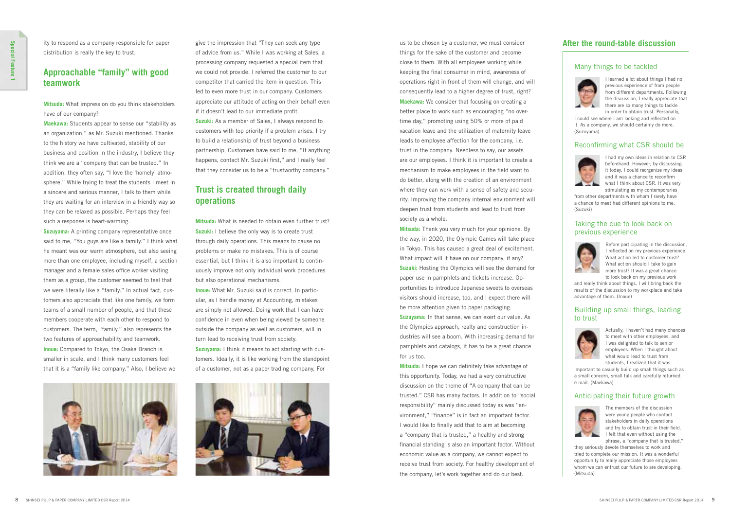ity to respond as a company responsible for paper distribution is really the key to trust.

## Approachable "family" with good teamwork

**Mitsuda:** What impression do you think stakeholders have of our company?

**Maekawa:** Students appear to sense our "stability as an organization," as Mr. Suzuki mentioned. Thanks to the history we have cultivated, stability of our business and position in the industry, I believe they think we are a "company that can be trusted." In addition, they often say, "I love the 'homely' atmosphere." While trying to treat the students I meet in a sincere and serious manner, I talk to them while they are waiting for an interview in a friendly way so they can be relaxed as possible. Perhaps they feel such a response is heart-warming.

**Suzuyama:** A printing company representative once said to me, "You guys are like a family." I think what he meant was our warm atmosphere, but also seeing more than one employee, including myself, a section manager and a female sales office worker visiting them as a group, the customer seemed to feel that we were literally like a "family." In actual fact, customers also appreciate that like one family, we form teams of a small number of people, and that these members cooperate with each other to respond to customers. The term, "family," also represents the two features of approachability and teamwork.

**Inoue:** Compared to Tokyo, the Osaka Branch is smaller in scale, and I think many customers feel that it is a "family like company." Also, I believe we give the impression that "They can seek any type of advice from us." While I was working at Sales, a processing company requested a special item that we could not provide. I referred the customer to our competitor that carried the item in question. This led to even more trust in our company. Customers appreciate our attitude of acting on their behalf even if it doesn't lead to our immediate profit.

**Suzuki:** As a member of Sales, I always respond to customers with top priority if a problem arises. I try to build a relationship of trust beyond a business partnership. Customers have said to me, "If anything happens, contact Mr. Suzuki first," and I really feel that they consider us to be a "trustworthy company."

## Trust is created through daily operations

**Mitsuda:** What is needed to obtain even further trust?

**Suzuki:** I believe the only way is to create trust through daily operations. This means to cause no problems or make no mistakes. This is of course essential, but I think it is also important to continuously improve not only individual work procedures but also operational mechanisms.

**Inoue:** What Mr. Suzuki said is correct. In particular, as I handle money at Accounting, mistakes are simply not allowed. Doing work that I can have confidence in even when being viewed by someone outside the company as well as customers, will in turn lead to receiving trust from society.

**Suzuyama:** I think it means to act starting with customers. Ideally, it is like working from the standpoint of a customer, not as a paper trading company. For us to be chosen by a customer, we must consider things for the sake of the customer and become close to them. With all employees working while keeping the final consumer in mind, awareness of operations right in front of them will change, and will consequently lead to a higher degree of trust, right?

**Maekawa:** We consider that focusing on creating a better place to work such as encouraging "no overtime day," promoting using 50% or more of paid vacation leave and the utilization of maternity leave leads to employee affection for the company, i.e. trust in the company. Needless to say, our assets are our employees. I think it is important to create a mechanism to make employees in the field want to do better, along with the creation of an environment where they can work with a sense of safety and security. Improving the company internal environment will deepen trust from students and lead to trust from society as a whole.

**Mitsuda:** Thank you very much for your opinions. By the way, in 2020, the Olympic Games will take place in Tokyo. This has caused a great deal of excitement. What impact will it have on our company, if any?

**Suzuki:** Hosting the Olympics will see the demand for paper use in pamphlets and tickets increase. Opportunities to introduce Japanese sweets to overseas visitors should increase, too, and I expect there will be more attention given to paper packaging.

**Suzuyama:** In that sense, we can exert our value. As the Olympics approach, realty and construction industries will see a boom. With increasing demand for pamphlets and catalogs, it has to be a great chance for us too.

**Mitsuda:** I hope we can definitely take advantage of this opportunity. Today, we had a very constructive discussion on the theme of "A company that can be trusted." CSR has many factors. In addition to "social responsibility" mainly discussed today as was "environment," "finance" is in fact an important factor. I would like to finally add that to aim at becoming a "company that is trusted," a healthy and strong financial standing is also an important factor. Without economic value as a company, we cannot expect to receive trust from society. For healthy development of the company, let's work together and do our best.

## After the round-table discussion

### Many things to be tackled

I learned a lot about things I had no previous experience of from people from different departments. Following the discussion, I really appreciate that there are so many things to tackle in order to obtain trust. Personally, I could see where I am lacking and reflected on it. As a company, we should certainly do more. (Suzuyama)

### Reconfirming what CSR should be

I had my own ideas in relation to CSR beforehand. However, by discussing it today, I could reorganize my ideas, and it was a chance to reconfirm what I think about CSR. It was very stimulating as my contemporaries from other departments with whom I rarely have a chance to meet had different opinions to me. (Suzuki)

### Taking the cue to look back on previous experience

Before participating in the discussion, I reflected on my previous experience. What action led to customer trust? What action should I take to gain more trust? It was a great chance to look back on my previous work and really think about things. I will bring back the results of the discussion to my workplace and take advantage of them. (Inoue)

### Building up small things, leading to trust

Actually, I haven't had many chances to meet with other employees, and I was delighted to talk to senior employees. When I thought about what would lead to trust from students, I realized that it was important to casually build up small things such as a small concern, small talk and carefully returned e-mail. (Maekawa)

### Anticipating their future growth

The members of the discussion were young people who contact stakeholders in daily operations and try to obtain trust in their field. I felt that even without using the phrase, a "company that is trusted," they seriously devote themselves to work and tried to complete our mission. It was a wonderful opportunity to really appreciate those employees whom we can entrust our future to are developing. (Mitsuda)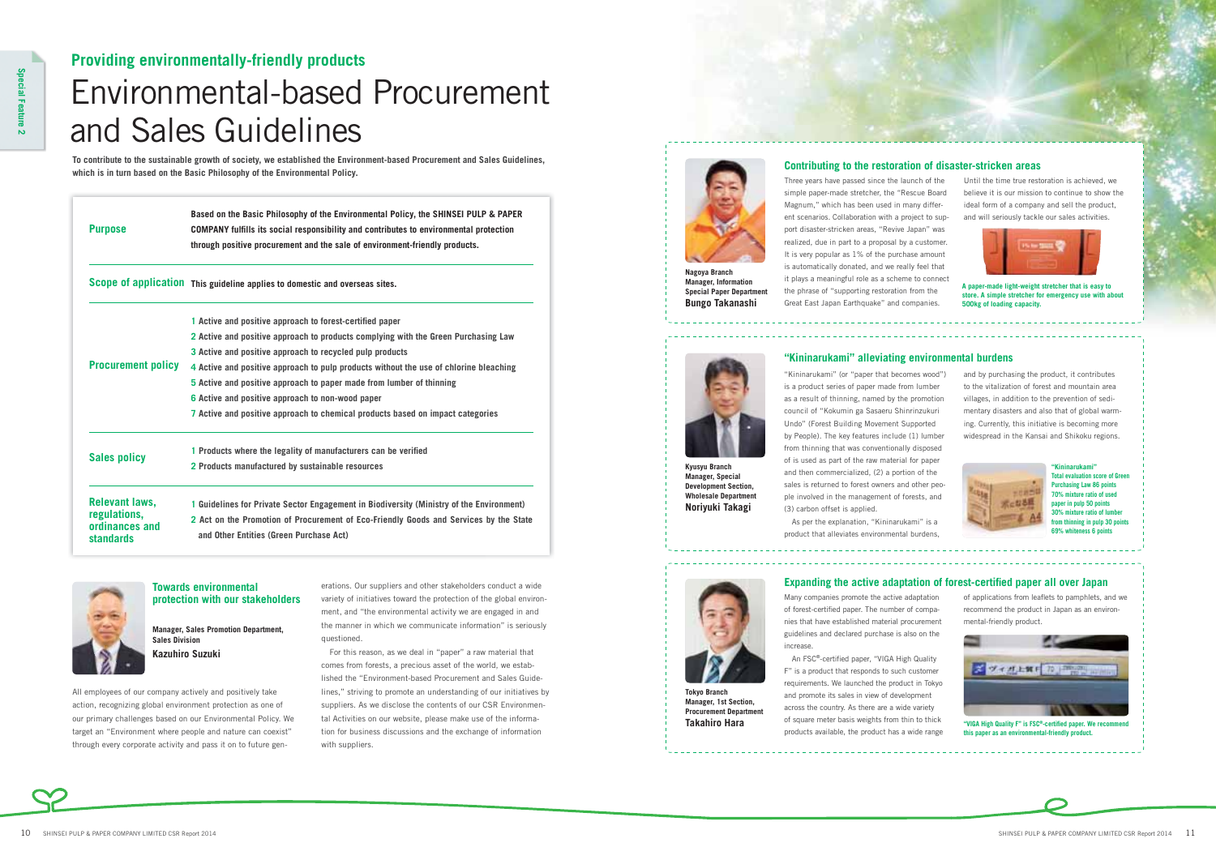## Providing environmentally-friendly products

# Environmental-based Procurement and Sales Guidelines

**To contribute to the sustainable growth of society, we established the Environment-based Procurement and Sales Guidelines, which is in turn based on the Basic Philosophy of the Environmental Policy.**

| | |
|---|---|
| **Purpose** | **Based on the Basic Philosophy of the Environmental Policy, the SHINSEI PULP & PAPER COMPANY fulfills its social responsibility and contributes to environmental protection through positive procurement and the sale of environment-friendly products.** |
| **Scope of application** | **This guideline applies to domestic and overseas sites.** |
| **Procurement policy** | 1 Active and positive approach to forest-certified paper<br>2 Active and positive approach to products complying with the Green Purchasing Law<br>3 Active and positive approach to recycled pulp products<br>4 Active and positive approach to pulp products without the use of chlorine bleaching<br>5 Active and positive approach to paper made from lumber of thinning<br>6 Active and positive approach to non-wood paper<br>7 Active and positive approach to chemical products based on impact categories |
| **Sales policy** | 1 Products where the legality of manufacturers can be verified<br>2 Products manufactured by sustainable resources |
| **Relevant laws, regulations, ordinances and standards** | 1 Guidelines for Private Sector Engagement in Biodiversity (Ministry of the Environment)<br>2 Act on the Promotion of Procurement of Eco-Friendly Goods and Services by the State and Other Entities (Green Purchase Act) |

### Towards environmental protection with our stakeholders

**Manager, Sales Promotion Department, Sales Division**
**Kazuhiro Suzuki**

All employees of our company actively and positively take action, recognizing global environment protection as one of our primary challenges based on our Environmental Policy. We target an "Environment where people and nature can coexist" through every corporate activity and pass it on to future generations. Our suppliers and other stakeholders conduct a wide variety of initiatives toward the protection of the global environment, and "the environmental activity we are engaged in and the manner in which we communicate information" is seriously questioned.

For this reason, as we deal in "paper" a raw material that comes from forests, a precious asset of the world, we established the "Environment-based Procurement and Sales Guidelines," striving to promote an understanding of our initiatives by suppliers. As we disclose the contents of our CSR Environmental Activities on our website, please make use of the information for business discussions and the exchange of information with suppliers.

### Contributing to the restoration of disaster-stricken areas

**Nagoya Branch Manager, Information Special Paper Department**
**Bungo Takanashi**

Three years have passed since the launch of the simple paper-made stretcher, the "Rescue Board Magnum," which has been used in many different scenarios. Collaboration with a project to support disaster-stricken areas, "Revive Japan" was realized, due in part to a proposal by a customer. It is very popular as 1% of the purchase amount is automatically donated, and we really feel that it plays a meaningful role as a scheme to connect the phrase of "supporting restoration from the Great East Japan Earthquake" and companies.

Until the time true restoration is achieved, we believe it is our mission to continue to show the ideal form of a company and sell the product, and will seriously tackle our sales activities.

A paper-made light-weight stretcher that is easy to store. A simple stretcher for emergency use with about 500kg of loading capacity.

### "Kininarukami" alleviating environmental burdens

**Kyusyu Branch Manager, Special Development Section, Wholesale Department**
**Noriyuki Takagi**

"Kininarukami" (or "paper that becomes wood") is a product series of paper made from lumber as a result of thinning, named by the promotion council of "Kokumin ga Sasaeru Shinrinzukuri Undo" (Forest Building Movement Supported by People). The key features include (1) lumber from thinning that was conventionally disposed of is used as part of the raw material for paper and then commercialized, (2) a portion of the sales is returned to forest owners and other people involved in the management of forests, and (3) carbon offset is applied.

As per the explanation, "Kininarukami" is a product that alleviates environmental burdens, and by purchasing the product, it contributes to the vitalization of forest and mountain area villages, in addition to the prevention of sedimentary disasters and also that of global warming. Currently, this initiative is becoming more widespread in the Kansai and Shikoku regions.

"Kininarukami"
Total evaluation score of Green Purchasing Law 86 points
70% mixture ratio of used paper in pulp 50 points
30% mixture ratio of lumber from thinning in pulp 30 points
69% whiteness 6 points

### Expanding the active adaptation of forest-certified paper all over Japan

**Tokyo Branch Manager, 1st Section, Procurement Department**
**Takahiro Hara**

Many companies promote the active adaptation of forest-certified paper. The number of companies that have established material procurement guidelines and declared purchase is also on the increase.

An FSC®-certified paper, "VIGA High Quality F" is a product that responds to such customer requirements. We launched the product in Tokyo and promote its sales in view of development across the country. As there are a wide variety of square meter basis weights from thin to thick products available, the product has a wide range of applications from leaflets to pamphlets, and we recommend the product in Japan as an environmental-friendly product.

"VIGA High Quality F" is FSC®-certified paper. We recommend this paper as an environmental-friendly product.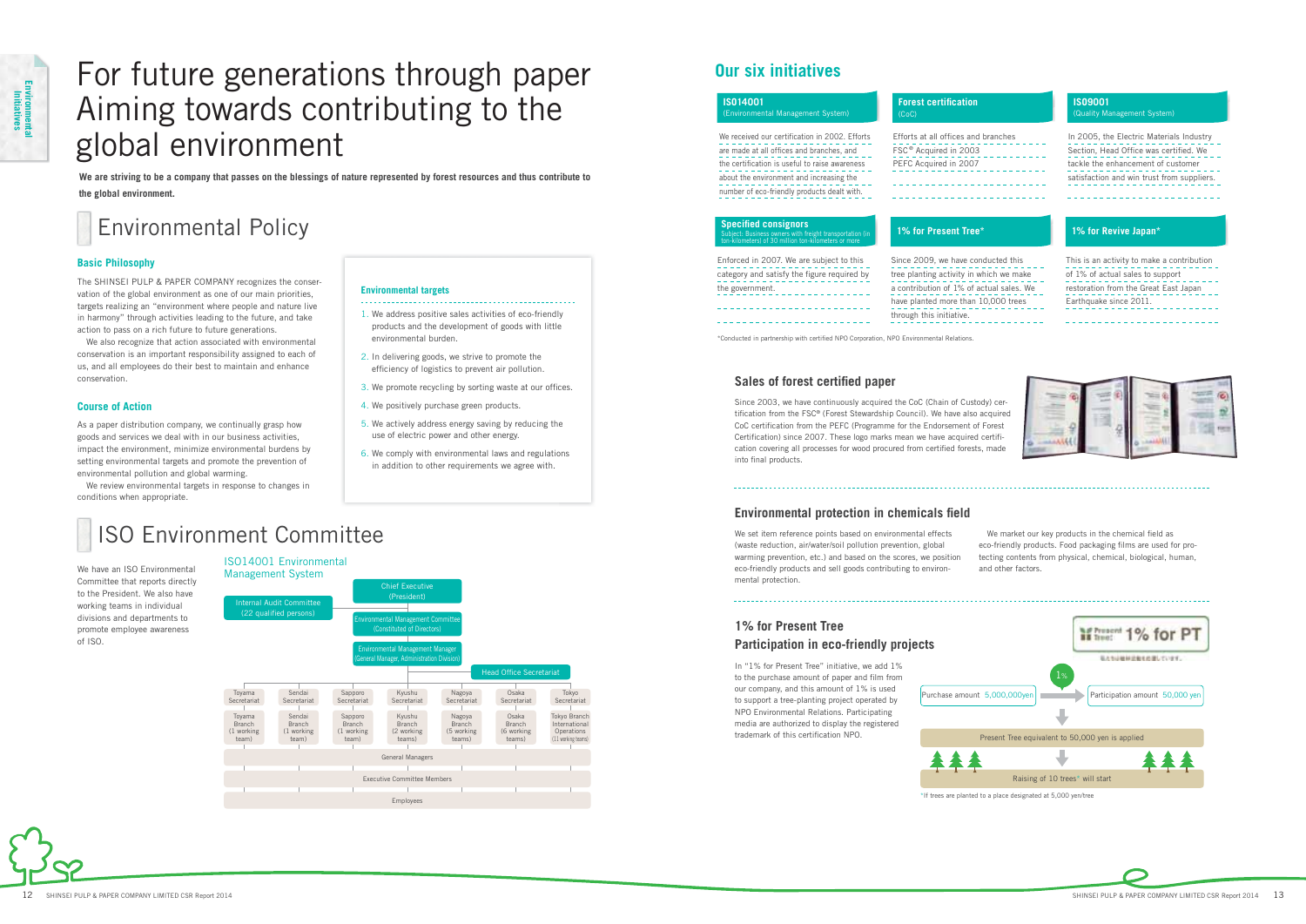# For future generations through paper Aiming towards contributing to the global environment

**We are striving to be a company that passes on the blessings of nature represented by forest resources and thus contribute to the global environment.**

## Environmental Policy

### Basic Philosophy

The SHINSEI PULP & PAPER COMPANY recognizes the conservation of the global environment as one of our main priorities, targets realizing an "environment where people and nature live in harmony" through activities leading to the future, and take action to pass on a rich future to future generations.

We also recognize that action associated with environmental conservation is an important responsibility assigned to each of us, and all employees do their best to maintain and enhance conservation.

### Course of Action

As a paper distribution company, we continually grasp how goods and services we deal with in our business activities, impact the environment, minimize environmental burdens by setting environmental targets and promote the prevention of environmental pollution and global warming.

We review environmental targets in response to changes in conditions when appropriate.

### Environmental targets

1. We address positive sales activities of eco-friendly products and the development of goods with little environmental burden.
2. In delivering goods, we strive to promote the efficiency of logistics to prevent air pollution.
3. We promote recycling by sorting waste at our offices.
4. We positively purchase green products.
5. We actively address energy saving by reducing the use of electric power and other energy.
6. We comply with environmental laws and regulations in addition to other requirements we agree with.

## ISO Environment Committee

We have an ISO Environmental Committee that reports directly to the President. We also have working teams in individual divisions and departments to promote employee awareness of ISO.

### ISO14001 Environmental Management System

- Chief Executive (President)
  - Internal Audit Committee (22 qualified persons)
  - Environmental Management Committee (Constituted of Directors)
    - Environmental Management Manager (General Manager, Administration Division)
      - Head Office Secretariat

| Toyama Secretariat | Sendai Secretariat | Sapporo Secretariat | Kyushu Secretariat | Nagoya Secretariat | Osaka Secretariat | Tokyo Secretariat |
|---|---|---|---|---|---|---|
| Toyama Branch (1 working team) | Sendai Branch (1 working team) | Sapporo Branch (1 working team) | Kyushu Branch (2 working teams) | Nagoya Branch (5 working teams) | Osaka Branch (6 working teams) | Tokyo Branch International Operations (11 working teams) |

General Managers

Executive Committee Members

Employees

## Our six initiatives

**ISO14001 (Environmental Management System)**
We received our certification in 2002. Efforts are made at all offices and branches, and the certification is useful to raise awareness about the environment and increasing the number of eco-friendly products dealt with.

**Forest certification (CoC)**
Efforts at all offices and branches
FSC® Acquired in 2003
PEFC Acquired in 2007

**ISO9001 (Quality Management System)**
In 2005, the Electric Materials Industry Section, Head Office was certified. We tackle the enhancement of customer satisfaction and win trust from suppliers.

**Specified consignors**
Subject: Business owners with freight transportation (in ton-kilometers) of 30 million ton-kilometers or more
Enforced in 2007. We are subject to this category and satisfy the figure required by the government.

**1% for Present Tree***
Since 2009, we have conducted this tree planting activity in which we make a contribution of 1% of actual sales. We have planted more than 10,000 trees through this initiative.

**1% for Revive Japan***
This is an activity to make a contribution of 1% of actual sales to support restoration from the Great East Japan Earthquake since 2011.

*Conducted in partnership with certified NPO Corporation, NPO Environmental Relations.

### Sales of forest certified paper

Since 2003, we have continuously acquired the CoC (Chain of Custody) certification from the FSC® (Forest Stewardship Council). We have also acquired CoC certification from the PEFC (Programme for the Endorsement of Forest Certification) since 2007. These logo marks mean we have acquired certification covering all processes for wood procured from certified forests, made into final products.

### Environmental protection in chemicals field

We set item reference points based on environmental effects (waste reduction, air/water/soil pollution prevention, global warming prevention, etc.) and based on the scores, we position eco-friendly products and sell goods contributing to environmental protection.

We market our key products in the chemical field as eco-friendly products. Food packaging films are used for protecting contents from physical, chemical, biological, human, and other factors.

### 1% for Present Tree
### Participation in eco-friendly projects

In "1% for Present Tree" initiative, we add 1% to the purchase amount of paper and film from our company, and this amount of 1% is used to support a tree-planting project operated by NPO Environmental Relations. Participating media are authorized to display the registered trademark of this certification NPO.

1% for PT

Purchase amount 5,000,000yen → (1%) → Participation amount 50,000 yen
↓
Present Tree equivalent to 50,000 yen is applied
↓
Raising of 10 trees* will start

*If trees are planted to a place designated at 5,000 yen/tree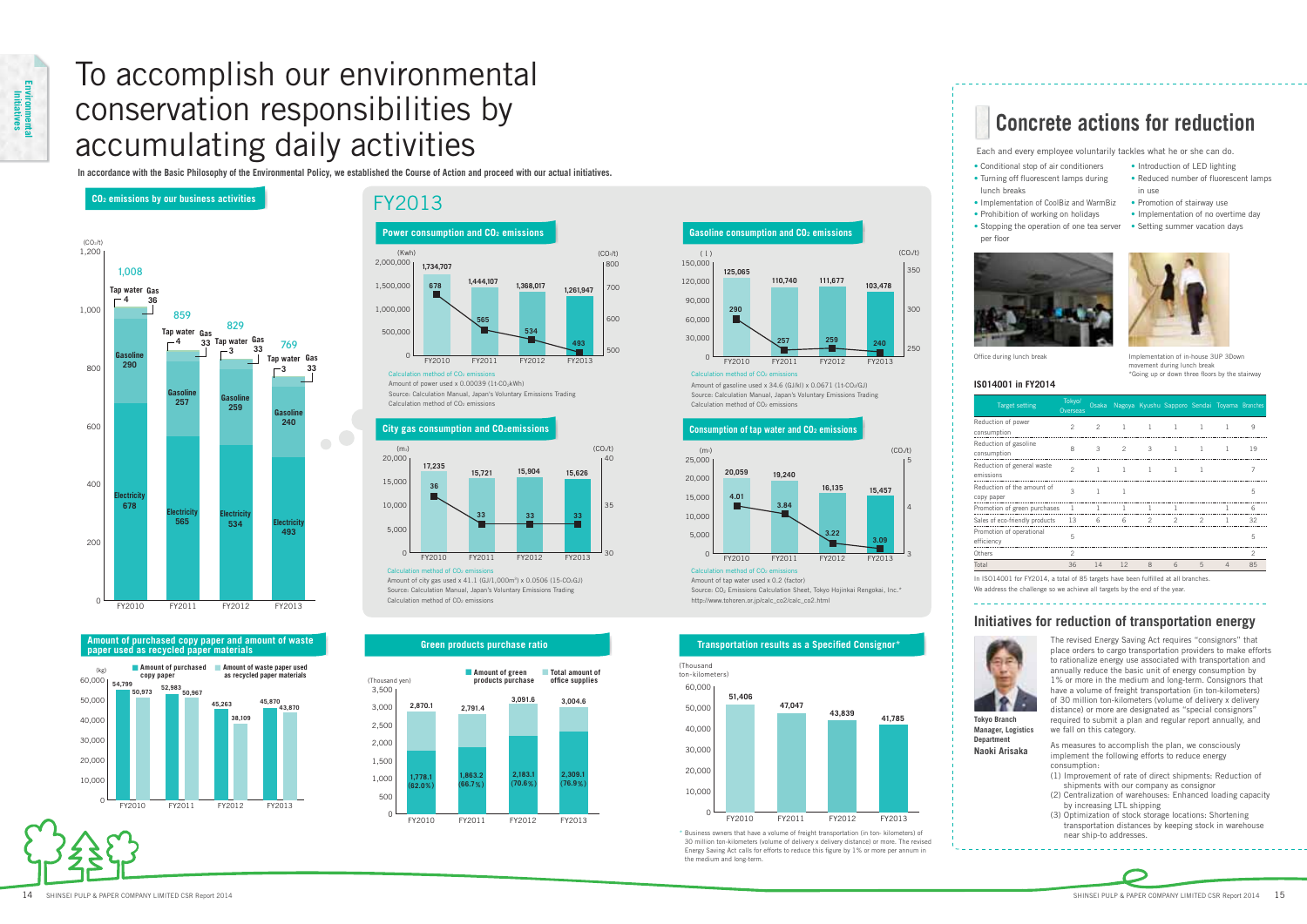# To accomplish our environmental conservation responsibilities by accumulating daily activities

**In accordance with the Basic Philosophy of the Environmental Policy, we established the Course of Action and proceed with our actual initiatives.**

## $CO_2$ emissions by our business activities

| | FY2010 | FY2011 | FY2012 | FY2013 |
|---|---|---|---|---|
| Total ($CO_2$/t) | 1,008 | 859 | 829 | 769 |
| Tap water | 4 | 4 | 3 | 3 |
| Gas | 36 | 33 | 33 | 33 |
| Gasoline | 290 | 257 | 259 | 240 |
| Electricity | 678 | 565 | 534 | 493 |

## FY2013

### Power consumption and $CO_2$ emissions

| | FY2010 | FY2011 | FY2012 | FY2013 |
|---|---|---|---|---|
| Power consumption (Kwh) | 1,734,707 | 1,444,107 | 1,368,017 | 1,261,947 |
| $CO_2$ emissions ($CO_2$/t) | 678 | 565 | 534 | 493 |

Calculation method of $CO_2$ emissions
Amount of power used x 0.00039 (1t-$CO_2$/kWh)
Source: Calculation Manual, Japan's Voluntary Emissions Trading Calculation method of $CO_2$ emissions

### Gasoline consumption and $CO_2$ emissions

| | FY2010 | FY2011 | FY2012 | FY2013 |
|---|---|---|---|---|
| Gasoline consumption (l) | 125,065 | 110,740 | 111,677 | 103,478 |
| $CO_2$ emissions ($CO_2$/t) | 290 | 257 | 259 | 240 |

Calculation method of $CO_2$ emissions
Amount of gasoline used x 34.6 (GJ/kl) x 0.0671 (1t-$CO_2$/GJ)
Source: Calculation Manual, Japan's Voluntary Emissions Trading Calculation method of $CO_2$ emissions

### City gas consumption and $CO_2$ emissions

| | FY2010 | FY2011 | FY2012 | FY2013 |
|---|---|---|---|---|
| City gas consumption ($m^3$) | 17,235 | 15,721 | 15,904 | 15,626 |
| $CO_2$ emissions ($CO_2$/t) | 36 | 33 | 33 | 33 |

Calculation method of $CO_2$ emissions
Amount of city gas used x 41.1 (GJ/1,000$m^3$) x 0.0506 (15-$CO_2$/GJ)
Source: Calculation Manual, Japan's Voluntary Emissions Trading Calculation method of $CO_2$ emissions

### Consumption of tap water and $CO_2$ emissions

| | FY2010 | FY2011 | FY2012 | FY2013 |
|---|---|---|---|---|
| Tap water consumption ($m^3$) | 20,059 | 19,240 | 16,135 | 15,457 |
| $CO_2$ emissions ($CO_2$/t) | 4.01 | 3.84 | 3.22 | 3.09 |

Calculation method of $CO_2$ emissions
Amount of tap water used x 0.2 (factor)
Source: $CO_2$ Emissions Calculation Sheet, Tokyo Hojinkai Rengokai, Inc.*
http://www.tohoren.or.jp/calc_co2/calc_co2.html

## Amount of purchased copy paper and amount of waste paper used as recycled paper materials

| (kg) | FY2010 | FY2011 | FY2012 | FY2013 |
|---|---|---|---|---|
| Amount of purchased copy paper | 54,799 | 52,983 | 45,263 | 45,870 |
| Amount of waste paper used as recycled paper materials | 50,973 | 50,967 | 38,109 | 43,870 |

## Green products purchase ratio

| (Thousand yen) | FY2010 | FY2011 | FY2012 | FY2013 |
|---|---|---|---|---|
| Amount of green products purchase | 1,778.1 (62.0%) | 1,863.2 (66.7%) | 2,183.1 (70.6%) | 2,309.1 (76.9%) |
| Total amount of office supplies | 2,870.1 | 2,791.4 | 3,091.6 | 3,004.6 |

## Transportation results as a Specified Consignor*

| (Thousand ton-kilometers) | FY2010 | FY2011 | FY2012 | FY2013 |
|---|---|---|---|---|
| Transportation results | 51,406 | 47,047 | 43,839 | 41,785 |

\* Business owners that have a volume of freight transportation (in ton- kilometers) of 30 million ton-kilometers (volume of delivery x delivery distance) or more. The revised Energy Saving Act calls for efforts to reduce this figure by 1% or more per annum in the medium and long-term.

## Concrete actions for reduction

Each and every employee voluntarily tackles what he or she can do.

- Conditional stop of air conditioners
- Turning off fluorescent lamps during lunch breaks
- Implementation of CoolBiz and WarmBiz
- Prohibition of working on holidays
- Stopping the operation of one tea server per floor
- Introduction of LED lighting
- Reduced number of fluorescent lamps in use
- Promotion of stairway use
- Implementation of no overtime day
- Setting summer vacation days

Office during lunch break

Implementation of in-house 3UP 3Down movement during lunch break
*Going up or down three floors by the stairway

### ISO14001 in FY2014

| Target setting | Tokyo/ Overseas | Osaka | Nagoya | Kyushu | Sapporo | Sendai | Toyama | Branches |
|---|---|---|---|---|---|---|---|---|
| Reduction of power consumption | 2 | 2 | 1 | 1 | 1 | 1 | 1 | 9 |
| Reduction of gasoline consumption | 8 | 3 | 2 | 3 | 1 | 1 | 1 | 19 |
| Reduction of general waste emissions | 2 | 1 | 1 | 1 | 1 | 1 | | 7 |
| Reduction of the amount of copy paper | 3 | 1 | 1 | | | | | 5 |
| Promotion of green purchases | 1 | 1 | 1 | 1 | 1 | | 1 | 6 |
| Sales of eco-friendly products | 13 | 6 | 6 | 2 | 2 | 2 | 1 | 32 |
| Promotion of operational efficiency | 5 | | | | | | | 5 |
| Others | 2 | | | | | | | 2 |
| Total | 36 | 14 | 12 | 8 | 6 | 5 | 4 | 85 |

In ISO14001 for FY2014, a total of 85 targets have been fulfilled at all branches.
We address the challenge so we achieve all targets by the end of the year.

## Initiatives for reduction of transportation energy

**Tokyo Branch Manager, Logistics Department**
**Naoki Arisaka**

The revised Energy Saving Act requires "consignors" that place orders to cargo transportation providers to make efforts to rationalize energy use associated with transportation and annually reduce the basic unit of energy consumption by 1% or more in the medium and long-term. Consignors that have a volume of freight transportation (in ton-kilometers) of 30 million ton-kilometers (volume of delivery x delivery distance) or more are designated as "special consignors" required to submit a plan and regular report annually, and we fall on this category.

As measures to accomplish the plan, we consciously implement the following efforts to reduce energy consumption:

(1) Improvement of rate of direct shipments: Reduction of shipments with our company as consignor
(2) Centralization of warehouses: Enhanced loading capacity by increasing LTL shipping
(3) Optimization of stock storage locations: Shortening transportation distances by keeping stock in warehouse near ship-to addresses.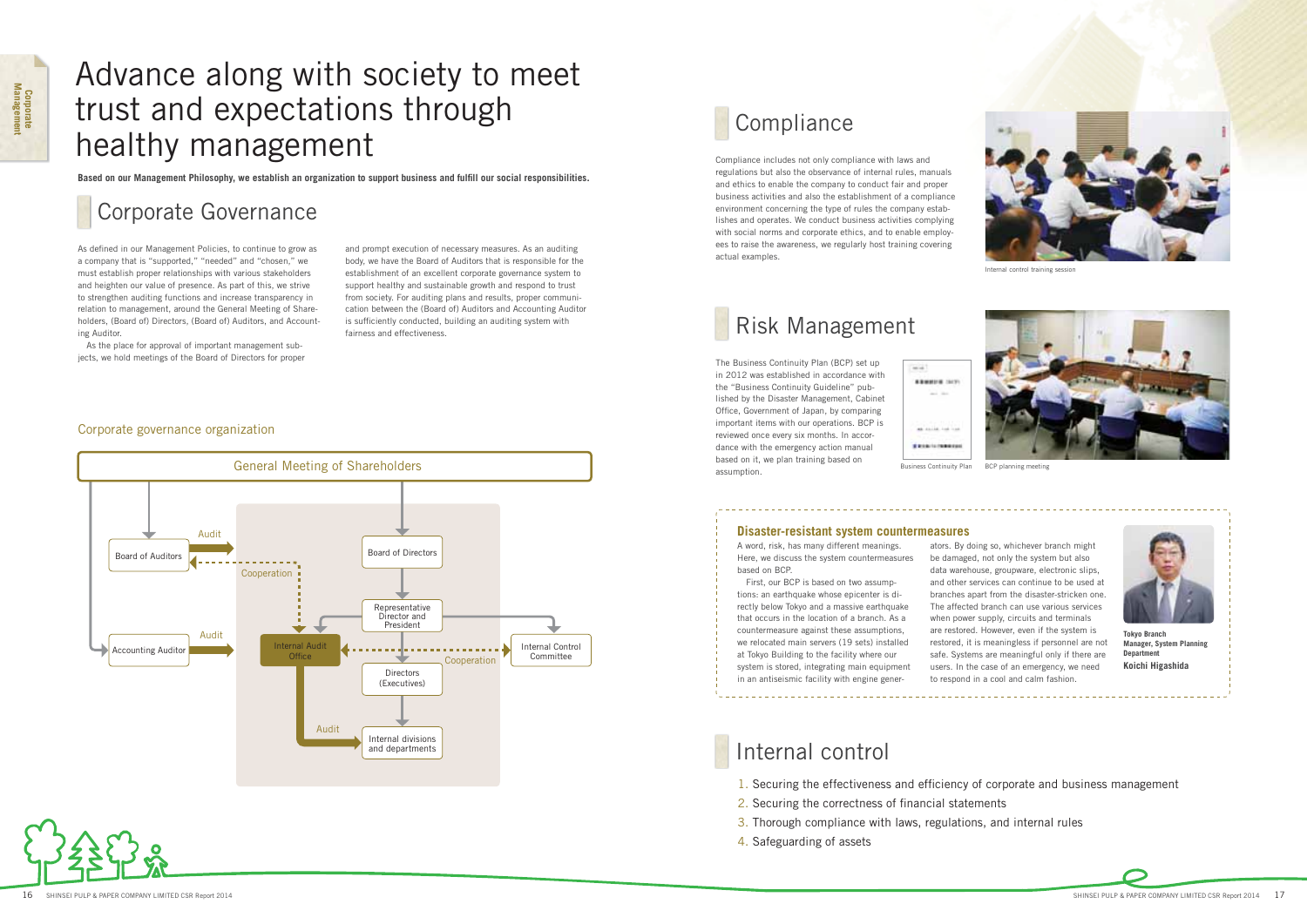# Advance along with society to meet trust and expectations through healthy management

**Based on our Management Philosophy, we establish an organization to support business and fulfill our social responsibilities.**

## Corporate Governance

As defined in our Management Policies, to continue to grow as a company that is "supported," "needed" and "chosen," we must establish proper relationships with various stakeholders and heighten our value of presence. As part of this, we strive to strengthen auditing functions and increase transparency in relation to management, around the General Meeting of Shareholders, (Board of) Directors, (Board of) Auditors, and Accounting Auditor.

As the place for approval of important management subjects, we hold meetings of the Board of Directors for proper and prompt execution of necessary measures. As an auditing body, we have the Board of Auditors that is responsible for the establishment of an excellent corporate governance system to support healthy and sustainable growth and respond to trust from society. For auditing plans and results, proper communication between the (Board of) Auditors and Accounting Auditor is sufficiently conducted, building an auditing system with fairness and effectiveness.

### Corporate governance organization

General Meeting of Shareholders

Board of Auditors — Audit — Cooperation

Accounting Auditor — Audit

Board of Directors

Representative Director and President

Internal Audit Office — Cooperation — Internal Control Committee

Directors (Executives)

Audit — Internal divisions and departments

## Compliance

Compliance includes not only compliance with laws and regulations but also the observance of internal rules, manuals and ethics to enable the company to conduct fair and proper business activities and also the establishment of a compliance environment concerning the type of rules the company establishes and operates. We conduct business activities complying with social norms and corporate ethics, and to enable employees to raise the awareness, we regularly host training covering actual examples.

Internal control training session

## Risk Management

The Business Continuity Plan (BCP) set up in 2012 was established in accordance with the "Business Continuity Guideline" published by the Disaster Management, Cabinet Office, Government of Japan, by comparing important items with our operations. BCP is reviewed once every six months. In accordance with the emergency action manual based on it, we plan training based on assumption.

Business Continuity Plan

BCP planning meeting

### Disaster-resistant system countermeasures

A word, risk, has many different meanings. Here, we discuss the system countermeasures based on BCP.

First, our BCP is based on two assumptions: an earthquake whose epicenter is directly below Tokyo and a massive earthquake that occurs in the location of a branch. As a countermeasure against these assumptions, we relocated main servers (19 sets) installed at Tokyo Building to the facility where our system is stored, integrating main equipment in an antiseismic facility with engine generators. By doing so, whichever branch might be damaged, not only the system but also data warehouse, groupware, electronic slips, and other services can continue to be used at branches apart from the disaster-stricken one. The affected branch can use various services when power supply, circuits and terminals are restored. However, even if the system is restored, it is meaningless if personnel are not safe. Systems are meaningful only if there are users. In the case of an emergency, we need to respond in a cool and calm fashion.

**Tokyo Branch Manager, System Planning Department**
**Koichi Higashida**

## Internal control

1. Securing the effectiveness and efficiency of corporate and business management
2. Securing the correctness of financial statements
3. Thorough compliance with laws, regulations, and internal rules
4. Safeguarding of assets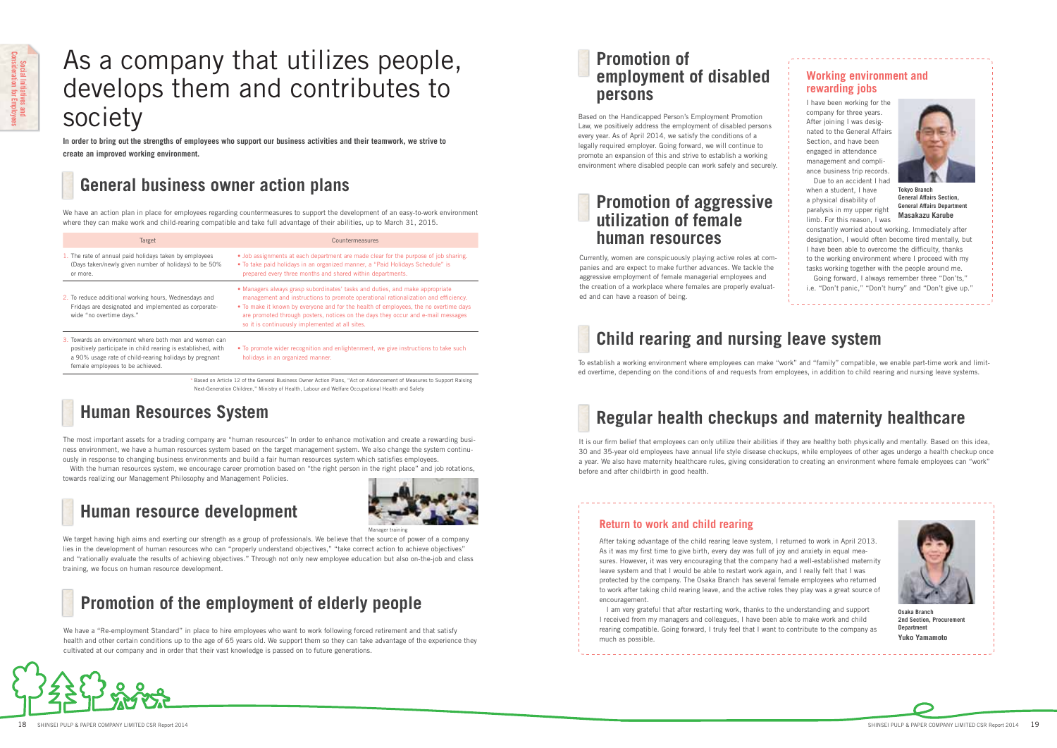# As a company that utilizes people, develops them and contributes to society

**In order to bring out the strengths of employees who support our business activities and their teamwork, we strive to create an improved working environment.**

## General business owner action plans

We have an action plan in place for employees regarding countermeasures to support the development of an easy-to-work environment where they can make work and child-rearing compatible and take full advantage of their abilities, up to March 31, 2015.

| Target | Countermeasures |
|---|---|
| 1. The rate of annual paid holidays taken by employees (Days taken/newly given number of holidays) to be 50% or more. | • Job assignments at each department are made clear for the purpose of job sharing.<br>• To take paid holidays in an organized manner, a "Paid Holidays Schedule" is prepared every three months and shared within departments. |
| 2. To reduce additional working hours, Wednesdays and Fridays are designated and implemented as corporate-wide "no overtime days." | • Managers always grasp subordinates' tasks and duties, and make appropriate management and instructions to promote operational rationalization and efficiency.<br>• To make it known by everyone and for the health of employees, the no overtime days are promoted through posters, notices on the days they occur and e-mail messages so it is continuously implemented at all sites. |
| 3. Towards an environment where both men and women can positively participate in child rearing is established, with a 90% usage rate of child-rearing holidays by pregnant female employees to be achieved. | • To promote wider recognition and enlightenment, we give instructions to take such holidays in an organized manner. |

* Based on Article 12 of the General Business Owner Action Plans, "Act on Advancement of Measures to Support Raising Next-Generation Children," Ministry of Health, Labour and Welfare Occupational Health and Safety

## Human Resources System

The most important assets for a trading company are "human resources" In order to enhance motivation and create a rewarding business environment, we have a human resources system based on the target management system. We also change the system continuously in response to changing business environments and build a fair human resources system which satisfies employees.

With the human resources system, we encourage career promotion based on "the right person in the right place" and job rotations, towards realizing our Management Philosophy and Management Policies.

## Human resource development

Manager training

We target having high aims and exerting our strength as a group of professionals. We believe that the source of power of a company lies in the development of human resources who can "properly understand objectives," "take correct action to achieve objectives" and "rationally evaluate the results of achieving objectives." Through not only new employee education but also on-the-job and class training, we focus on human resource development.

## Promotion of the employment of elderly people

We have a "Re-employment Standard" in place to hire employees who want to work following forced retirement and that satisfy health and other certain conditions up to the age of 65 years old. We support them so they can take advantage of the experience they cultivated at our company and in order that their vast knowledge is passed on to future generations.

## Promotion of employment of disabled persons

Based on the Handicapped Person's Employment Promotion Law, we positively address the employment of disabled persons every year. As of April 2014, we satisfy the conditions of a legally required employer. Going forward, we will continue to promote an expansion of this and strive to establish a working environment where disabled people can work safely and securely.

## Promotion of aggressive utilization of female human resources

Currently, women are conspicuously playing active roles at companies and are expect to make further advances. We tackle the aggressive employment of female managerial employees and the creation of a workplace where females are properly evaluated and can have a reason of being.

### Working environment and rewarding jobs

I have been working for the company for three years. After joining I was designated to the General Affairs Section, and have been engaged in attendance management and compliance business trip records.

Due to an accident I had when a student, I have a physical disability of paralysis in my upper right limb. For this reason, I was constantly worried about working. Immediately after designation, I would often become tired mentally, but I have been able to overcome the difficulty, thanks to the working environment where I proceed with my tasks working together with the people around me.

Going forward, I always remember three "Don'ts," i.e. "Don't panic," "Don't hurry" and "Don't give up."

Tokyo Branch
General Affairs Section,
General Affairs Department
**Masakazu Karube**

## Child rearing and nursing leave system

To establish a working environment where employees can make "work" and "family" compatible, we enable part-time work and limited overtime, depending on the conditions of and requests from employees, in addition to child rearing and nursing leave systems.

## Regular health checkups and maternity healthcare

It is our firm belief that employees can only utilize their abilities if they are healthy both physically and mentally. Based on this idea, 30 and 35-year old employees have annual life style disease checkups, while employees of other ages undergo a health checkup once a year. We also have maternity healthcare rules, giving consideration to creating an environment where female employees can "work" before and after childbirth in good health.

### Return to work and child rearing

After taking advantage of the child rearing leave system, I returned to work in April 2013. As it was my first time to give birth, every day was full of joy and anxiety in equal measures. However, it was very encouraging that the company had a well-established maternity leave system and that I would be able to restart work again, and I really felt that I was protected by the company. The Osaka Branch has several female employees who returned to work after taking child rearing leave, and the active roles they play was a great source of encouragement.

I am very grateful that after restarting work, thanks to the understanding and support I received from my managers and colleagues, I have been able to make work and child rearing compatible. Going forward, I truly feel that I want to contribute to the company as much as possible.

Osaka Branch
2nd Section, Procurement Department
**Yuko Yamamoto**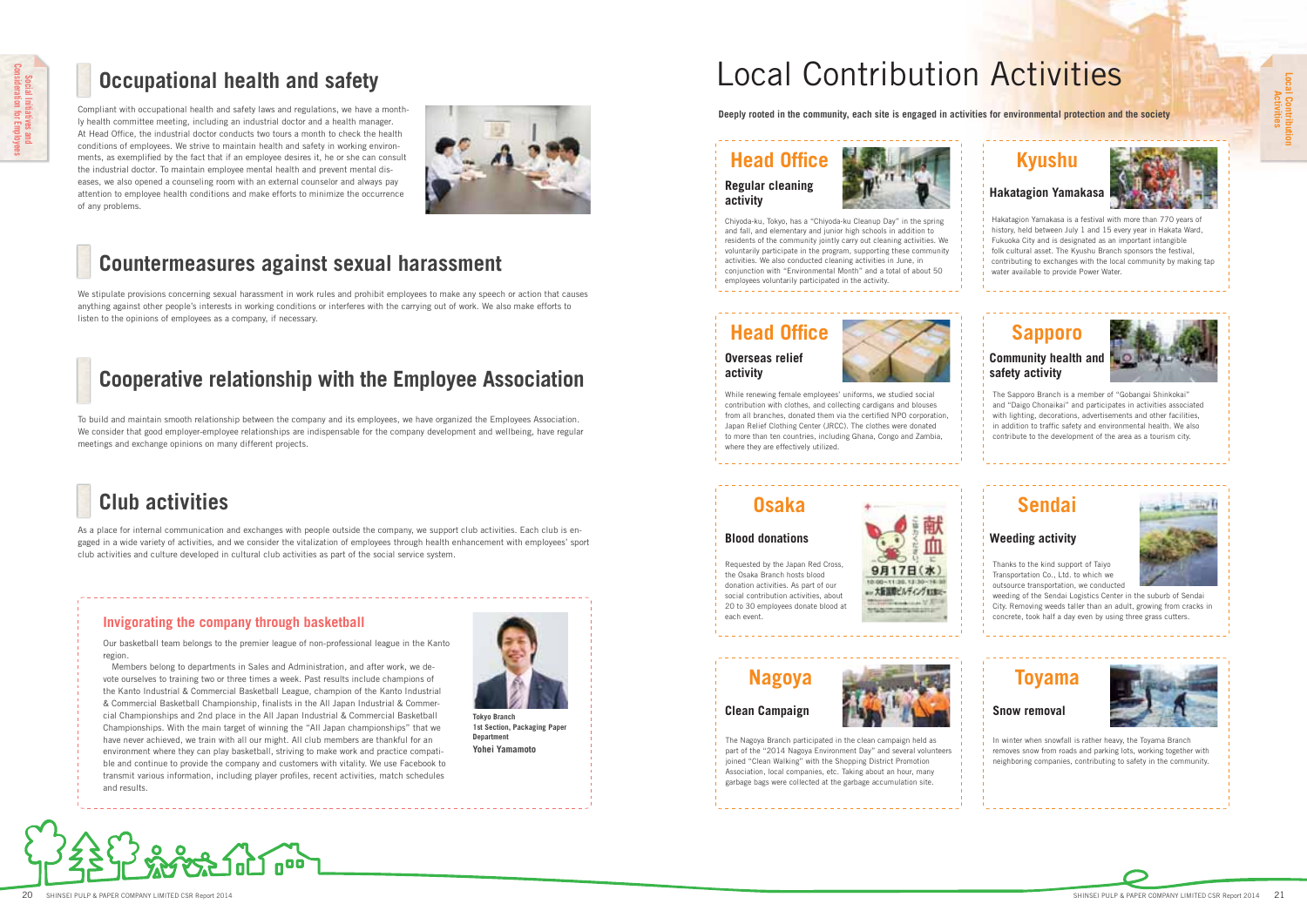## Occupational health and safety

Compliant with occupational health and safety laws and regulations, we have a monthly health committee meeting, including an industrial doctor and a health manager. At Head Office, the industrial doctor conducts two tours a month to check the health conditions of employees. We strive to maintain health and safety in working environments, as exemplified by the fact that if an employee desires it, he or she can consult the industrial doctor. To maintain employee mental health and prevent mental diseases, we also opened a counseling room with an external counselor and always pay attention to employee health conditions and make efforts to minimize the occurrence of any problems.

## Countermeasures against sexual harassment

We stipulate provisions concerning sexual harassment in work rules and prohibit employees to make any speech or action that causes anything against other people's interests in working conditions or interferes with the carrying out of work. We also make efforts to listen to the opinions of employees as a company, if necessary.

## Cooperative relationship with the Employee Association

To build and maintain smooth relationship between the company and its employees, we have organized the Employees Association. We consider that good employer-employee relationships are indispensable for the company development and wellbeing, have regular meetings and exchange opinions on many different projects.

## Club activities

As a place for internal communication and exchanges with people outside the company, we support club activities. Each club is engaged in a wide variety of activities, and we consider the vitalization of employees through health enhancement with employees' sport club activities and culture developed in cultural club activities as part of the social service system.

### Invigorating the company through basketball

Our basketball team belongs to the premier league of non-professional league in the Kanto region.

Members belong to departments in Sales and Administration, and after work, we devote ourselves to training two or three times a week. Past results include champions of the Kanto Industrial & Commercial Basketball League, champion of the Kanto Industrial & Commercial Basketball Championship, finalists in the All Japan Industrial & Commercial Championships and 2nd place in the All Japan Industrial & Commercial Basketball Championships. With the main target of winning the "All Japan championships" that we have never achieved, we train with all our might. All club members are thankful for an environment where they can play basketball, striving to make work and practice compatible and continue to provide the company and customers with vitality. We use Facebook to transmit various information, including player profiles, recent activities, match schedules and results.

**Tokyo Branch**
**1st Section, Packaging Paper Department**
**Yohei Yamamoto**

# Local Contribution Activities

**Deeply rooted in the community, each site is engaged in activities for environmental protection and the society**

## Head Office

### Regular cleaning activity

Chiyoda-ku, Tokyo, has a "Chiyoda-ku Cleanup Day" in the spring and fall, and elementary and junior high schools in addition to residents of the community jointly carry out cleaning activities. We voluntarily participate in the program, supporting these community activities. We also conducted cleaning activities in June, in conjunction with "Environmental Month" and a total of about 50 employees voluntarily participated in the activity.

## Kyushu

### Hakatagion Yamakasa

Hakatagion Yamakasa is a festival with more than 770 years of history, held between July 1 and 15 every year in Hakata Ward, Fukuoka City and is designated as an important intangible folk cultural asset. The Kyushu Branch sponsors the festival, contributing to exchanges with the local community by making tap water available to provide Power Water.

## Head Office

### Overseas relief activity

While renewing female employees' uniforms, we studied social contribution with clothes, and collecting cardigans and blouses from all branches, donated them via the certified NPO corporation, Japan Relief Clothing Center (JRCC). The clothes were donated to more than ten countries, including Ghana, Congo and Zambia, where they are effectively utilized.

## Sapporo

### Community health and safety activity

The Sapporo Branch is a member of "Gobangai Shinkokai" and "Daigo Chonaikai" and participates in activities associated with lighting, decorations, advertisements and other facilities, in addition to traffic safety and environmental health. We also contribute to the development of the area as a tourism city.

## Osaka

### Blood donations

Requested by the Japan Red Cross, the Osaka Branch hosts blood donation activities. As part of our social contribution activities, about 20 to 30 employees donate blood at each event.

## Sendai

### Weeding activity

Thanks to the kind support of Taiyo Transportation Co., Ltd. to which we outsource transportation, we conducted weeding of the Sendai Logistics Center in the suburb of Sendai City. Removing weeds taller than an adult, growing from cracks in concrete, took half a day even by using three grass cutters.

## Nagoya

### Clean Campaign

The Nagoya Branch participated in the clean campaign held as part of the "2014 Nagoya Environment Day" and several volunteers joined "Clean Walking" with the Shopping District Promotion Association, local companies, etc. Taking about an hour, many garbage bags were collected at the garbage accumulation site.

## Toyama

### Snow removal

In winter when snowfall is rather heavy, the Toyama Branch removes snow from roads and parking lots, working together with neighboring companies, contributing to safety in the community.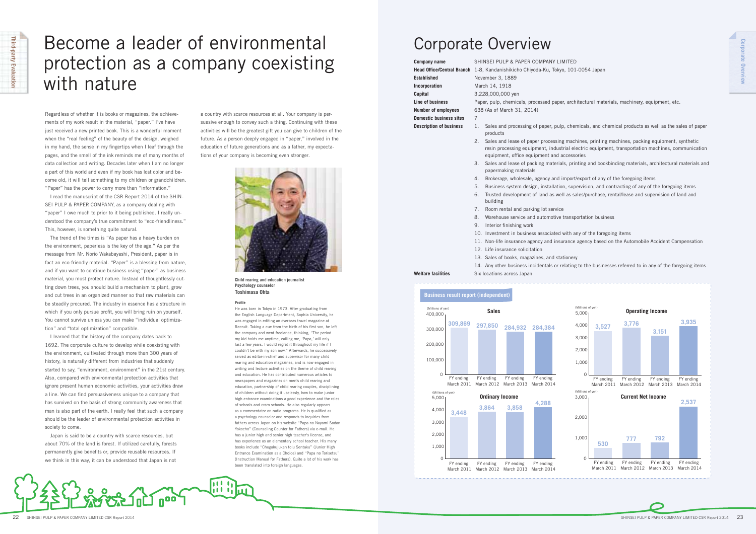# Become a leader of environmental protection as a company coexisting with nature

Regardless of whether it is books or magazines, the achievements of my work result in the material, "paper." I've have just received a new printed book. This is a wonderful moment when the "real feeling" of the beauty of the design, weighed in my hand, the sense in my fingertips when I leaf through the pages, and the smell of the ink reminds me of many months of data collection and writing. Decades later when I am no longer a part of this world and even if my book has lost color and become old, it will tell something to my children or grandchildren. "Paper" has the power to carry more than "information."

I read the manuscript of the CSR Report 2014 of the SHINSEI PULP & PAPER COMPANY, as a company dealing with "paper" I owe much to prior to it being published. I really understood the company's true commitment to "eco-friendliness." This, however, is something quite natural.

The trend of the times is "As paper has a heavy burden on the environment, paperless is the key of the age." As per the message from Mr. Norio Wakabayashi, President, paper is in fact an eco-friendly material. "Paper" is a blessing from nature, and if you want to continue business using "paper" as business material, you must protect nature. Instead of thoughtlessly cutting down trees, you should build a mechanism to plant, grow and cut trees in an organized manner so that raw materials can be steadily procured. The industry in essence has a structure in which if you only pursue profit, you will bring ruin on yourself. You cannot survive unless you can make "individual optimization" and "total optimization" compatible.

I learned that the history of the company dates back to 1692. The corporate culture to develop while coexisting with the environment, cultivated through more than 300 years of history, is naturally different from industries that suddenly started to say, "environment, environment" in the 21st century. Also, compared with environmental protection activities that ignore present human economic activities, your activities draw a line. We can find persuasiveness unique to a company that has survived on the basis of strong community awareness that man is also part of the earth. I really feel that such a company should be the leader of environmental protection activities in society to come.

Japan is said to be a country with scarce resources, but about 70% of the land is forest. If utilized carefully, forests permanently give benefits or, provide reusable resources. If we think in this way, it can be understood that Japan is not a country with scarce resources at all. Your company is persuasive enough to convey such a thing. Continuing with these activities will be the greatest gift you can give to children of the future. As a person deeply engaged in "paper," involved in the education of future generations and as a father, my expectations of your company is becoming even stronger.

**Child rearing and education journalist**
**Psychology counselor**
**Toshimasa Ohta**

**Profile**
He was born in Tokyo in 1973. After graduating from the English Language Department, Sophia University, he was engaged in editing an overseas travel magazine at Recruit. Taking a cue from the birth of his first son, he left the company and went freelance, thinking, "The period my kid holds me anytime, calling me, 'Papa,' will only last a few years. I would regret it throughout my life if I couldn't be with my son now." Afterwards, he successively served as editor-in-chief and supervisor for many child rearing and education magazines, and is now engaged in writing and lecture activities on the theme of child rearing and education. He has contributed numerous articles to newspapers and magazines on men's child rearing and education, partnership of child rearing couples, disciplining of children without doing it uselessly, how to make junior high entrance examinations a good experience and the roles of schools and cram schools. He also regularly appears as a commentator on radio programs. He is qualified as a psychology counselor and responds to inquiries from fathers across Japan on his website "Papa no Nayami Sodan Yokocho" (Counseling Counter for Fathers) via e-mail. He has a junior high and senior high teacher's license, and has experience as an elementary school teacher. His many books include "Chugakujuken toiu Sentaku" (Junior High Entrance Examination as a Choice) and "Papa no Torisetsu" (Instruction Manual for Fathers). Quite a lot of his work has been translated into foreign languages.

# Corporate Overview

| | |
|---|---|
| **Company name** | SHINSEI PULP & PAPER COMPANY LIMITED |
| **Head Office/Central Branch** | 1-8, Kandanishikicho Chiyoda-Ku, Tokyo, 101-0054 Japan |
| **Established** | November 3, 1889 |
| **Incorporation** | March 14, 1918 |
| **Capital** | 3,228,000,000 yen |
| **Line of business** | Paper, pulp, chemicals, processed paper, architectural materials, machinery, equipment, etc. |
| **Number of employees** | 638 (As of March 31, 2014) |
| **Domestic business sites** | 7 |

**Description of business**

1. Sales and processing of paper, pulp, chemicals, and chemical products as well as the sales of paper products
2. Sales and lease of paper processing machines, printing machines, packing equipment, synthetic resin processing equipment, industrial electric equipment, transportation machines, communication equipment, office equipment and accessories
3. Sales and lease of packing materials, printing and bookbinding materials, architectural materials and papermaking materials
4. Brokerage, wholesale, agency and import/export of any of the foregoing items
5. Business system design, installation, supervision, and contracting of any of the foregoing items
6. Trusted development of land as well as sales/purchase, rental/lease and supervision of land and building
7. Room rental and parking lot service
8. Warehouse service and automotive transportation business
9. Interior finishing work
10. Investment in business associated with any of the foregoing items
11. Non-life insurance agency and insurance agency based on the Automobile Accident Compensation
12. Life insurance solicitation
13. Sales of books, magazines, and stationery
14. Any other business incidentals or relating to the businesses referred to in any of the foregoing items

**Welfare facilities** Six locations across Japan

## Business result report (independent)

(Millions of yen)

| | FY ending March 2011 | FY ending March 2012 | FY ending March 2013 | FY ending March 2014 |
|---|---|---|---|---|
| Sales | 309,869 | 297,850 | 284,932 | 284,384 |
| Operating Income | 3,527 | 3,776 | 3,151 | 3,935 |
| Ordinary Income | 3,448 | 3,864 | 3,858 | 4,288 |
| Current Net Income | 530 | 777 | 792 | 2,537 |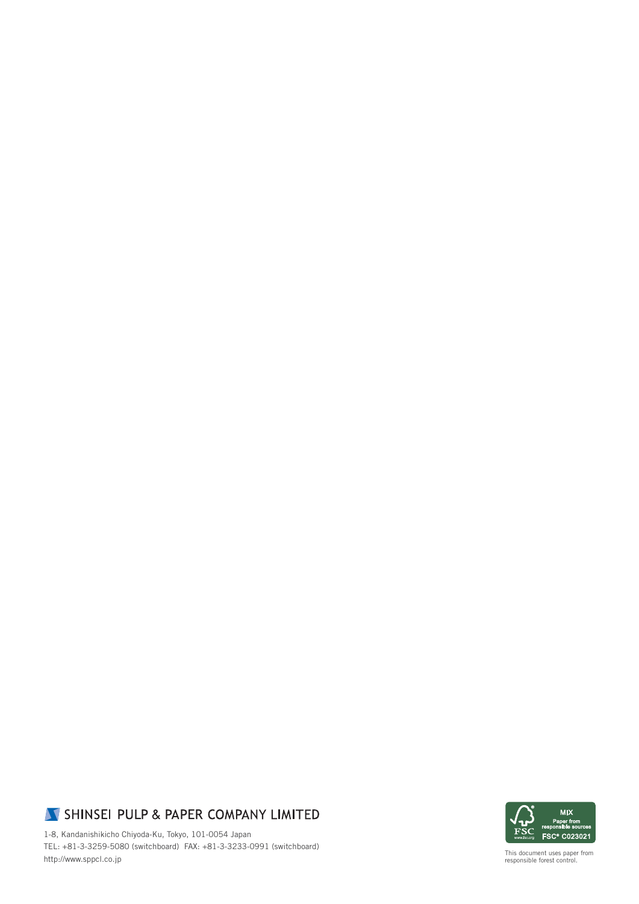SHINSEI PULP & PAPER COMPANY LIMITED

1-8, Kandanishikicho Chiyoda-Ku, Tokyo, 101-0054 Japan
TEL: +81-3-3259-5080 (switchboard) FAX: +81-3-3233-0991 (switchboard)
http://www.sppcl.co.jp

MIX
Paper from responsible sources
FSC® C023021
FSC
www.fsc.org

This document uses paper from responsible forest control.